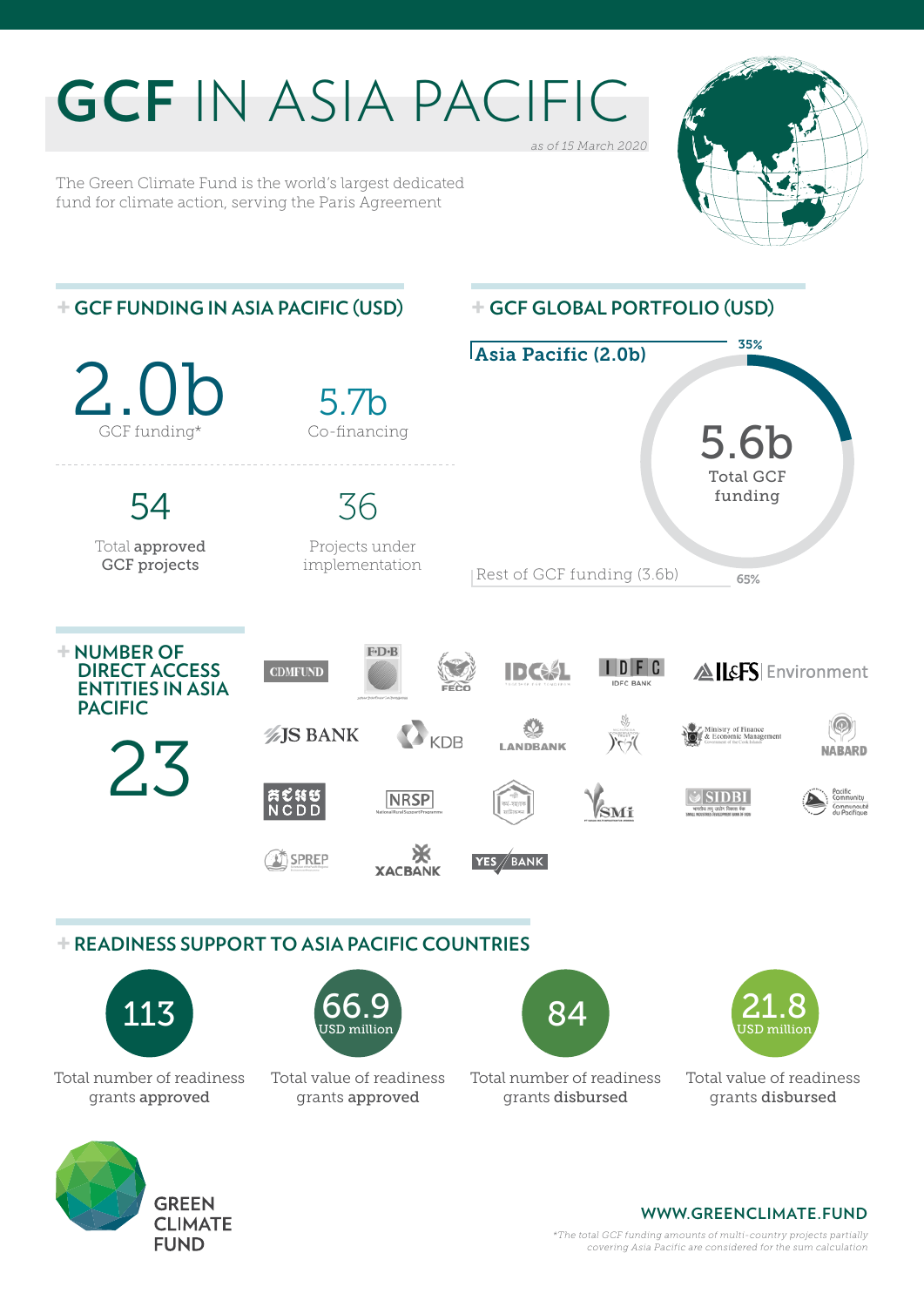# GCF IN ASIA PACIFIC

*as of 15 March 2020*

The Green Climate Fund is the world's largest dedicated fund for climate action, serving the Paris Agreement

## GCF FUNDING IN ASIA PACIFIC (USD)

**2.0b**
GCF funding*

**5.7b**
Co-financing

**54**
Total **approved** GCF projects

**36**
Projects under implementation

## GCF GLOBAL PORTFOLIO (USD)

**5.6b**
Total GCF funding

- Asia Pacific (2.0b) — 35%
- Rest of GCF funding (3.6b) — 65%

## NUMBER OF DIRECT ACCESS ENTITIES IN ASIA PACIFIC

**23**

CDMFUND, FDB, FECO, IDCOL, IDFC BANK, IL&FS Environment, JS BANK, KDB, LANDBANK, Ministry of Finance & Economic Management, NABARD, NCDD, NRSP, SMi, SIDBI, Pacific Community / Communauté du Pacifique, SPREP, XACBANK, YES BANK

## READINESS SUPPORT TO ASIA PACIFIC COUNTRIES

**113**
Total number of readiness grants **approved**

**66.9** USD million
Total value of readiness grants **approved**

**84**
Total number of readiness grants **disbursed**

**21.8** USD million
Total value of readiness grants **disbursed**

GREEN CLIMATE FUND

WWW.GREENCLIMATE.FUND

*The total GCF funding amounts of multi-country projects partially covering Asia Pacific are considered for the sum calculation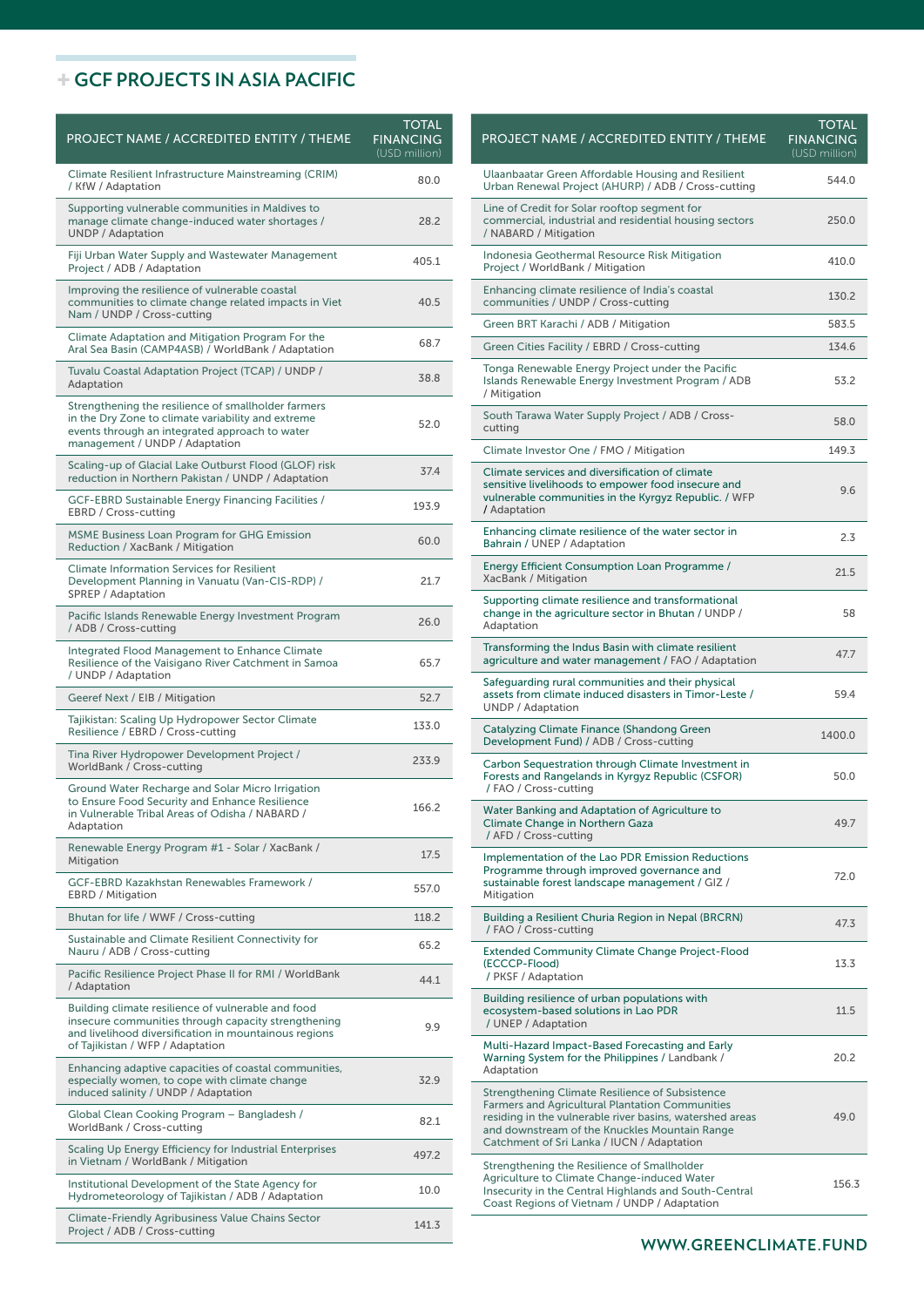## GCF PROJECTS IN ASIA PACIFIC

| PROJECT NAME / ACCREDITED ENTITY / THEME | TOTAL FINANCING (USD million) |
|---|---|
| Climate Resilient Infrastructure Mainstreaming (CRIM) / KfW / Adaptation | 80.0 |
| Supporting vulnerable communities in Maldives to manage climate change-induced water shortages / UNDP / Adaptation | 28.2 |
| Fiji Urban Water Supply and Wastewater Management Project / ADB / Adaptation | 405.1 |
| Improving the resilience of vulnerable coastal communities to climate change related impacts in Viet Nam / UNDP / Cross-cutting | 40.5 |
| Climate Adaptation and Mitigation Program For the Aral Sea Basin (CAMP4ASB) / WorldBank / Adaptation | 68.7 |
| Tuvalu Coastal Adaptation Project (TCAP) / UNDP / Adaptation | 38.8 |
| Strengthening the resilience of smallholder farmers in the Dry Zone to climate variability and extreme events through an integrated approach to water management / UNDP / Adaptation | 52.0 |
| Scaling-up of Glacial Lake Outburst Flood (GLOF) risk reduction in Northern Pakistan / UNDP / Adaptation | 37.4 |
| GCF-EBRD Sustainable Energy Financing Facilities / EBRD / Cross-cutting | 193.9 |
| MSME Business Loan Program for GHG Emission Reduction / XacBank / Mitigation | 60.0 |
| Climate Information Services for Resilient Development Planning in Vanuatu (Van-CIS-RDP) / SPREP / Adaptation | 21.7 |
| Pacific Islands Renewable Energy Investment Program / ADB / Cross-cutting | 26.0 |
| Integrated Flood Management to Enhance Climate Resilience of the Vaisigano River Catchment in Samoa / UNDP / Adaptation | 65.7 |
| Geeref Next / EIB / Mitigation | 52.7 |
| Tajikistan: Scaling Up Hydropower Sector Climate Resilience / EBRD / Cross-cutting | 133.0 |
| Tina River Hydropower Development Project / WorldBank / Cross-cutting | 233.9 |
| Ground Water Recharge and Solar Micro Irrigation to Ensure Food Security and Enhance Resilience in Vulnerable Tribal Areas of Odisha / NABARD / Adaptation | 166.2 |
| Renewable Energy Program #1 - Solar / XacBank / Mitigation | 17.5 |
| GCF-EBRD Kazakhstan Renewables Framework / EBRD / Mitigation | 557.0 |
| Bhutan for life / WWF / Cross-cutting | 118.2 |
| Sustainable and Climate Resilient Connectivity for Nauru / ADB / Cross-cutting | 65.2 |
| Pacific Resilience Project Phase II for RMI / WorldBank / Adaptation | 44.1 |
| Building climate resilience of vulnerable and food insecure communities through capacity strengthening and livelihood diversification in mountainous regions of Tajikistan / WFP / Adaptation | 9.9 |
| Enhancing adaptive capacities of coastal communities, especially women, to cope with climate change induced salinity / UNDP / Adaptation | 32.9 |
| Global Clean Cooking Program – Bangladesh / WorldBank / Cross-cutting | 82.1 |
| Scaling Up Energy Efficiency for Industrial Enterprises in Vietnam / WorldBank / Mitigation | 497.2 |
| Institutional Development of the State Agency for Hydrometeorology of Tajikistan / ADB / Adaptation | 10.0 |
| Climate-Friendly Agribusiness Value Chains Sector Project / ADB / Cross-cutting | 141.3 |
| Ulaanbaatar Green Affordable Housing and Resilient Urban Renewal Project (AHURP) / ADB / Cross-cutting | 544.0 |
| Line of Credit for Solar rooftop segment for commercial, industrial and residential housing sectors / NABARD / Mitigation | 250.0 |
| Indonesia Geothermal Resource Risk Mitigation Project / WorldBank / Mitigation | 410.0 |
| Enhancing climate resilience of India's coastal communities / UNDP / Cross-cutting | 130.2 |
| Green BRT Karachi / ADB / Mitigation | 583.5 |
| Green Cities Facility / EBRD / Cross-cutting | 134.6 |
| Tonga Renewable Energy Project under the Pacific Islands Renewable Energy Investment Program / ADB / Mitigation | 53.2 |
| South Tarawa Water Supply Project / ADB / Cross-cutting | 58.0 |
| Climate Investor One / FMO / Mitigation | 149.3 |
| Climate services and diversification of climate sensitive livelihoods to empower food insecure and vulnerable communities in the Kyrgyz Republic. / WFP / Adaptation | 9.6 |
| Enhancing climate resilience of the water sector in Bahrain / UNEP / Adaptation | 2.3 |
| Energy Efficient Consumption Loan Programme / XacBank / Mitigation | 21.5 |
| Supporting climate resilience and transformational change in the agriculture sector in Bhutan / UNDP / Adaptation | 58 |
| Transforming the Indus Basin with climate resilient agriculture and water management / FAO / Adaptation | 47.7 |
| Safeguarding rural communities and their physical assets from climate induced disasters in Timor-Leste / UNDP / Adaptation | 59.4 |
| Catalyzing Climate Finance (Shandong Green Development Fund) / ADB / Cross-cutting | 1400.0 |
| Carbon Sequestration through Climate Investment in Forests and Rangelands in Kyrgyz Republic (CSFOR) / FAO / Cross-cutting | 50.0 |
| Water Banking and Adaptation of Agriculture to Climate Change in Northern Gaza / AFD / Cross-cutting | 49.7 |
| Implementation of the Lao PDR Emission Reductions Programme through improved governance and sustainable forest landscape management / GIZ / Mitigation | 72.0 |
| Building a Resilient Churia Region in Nepal (BRCRN) / FAO / Cross-cutting | 47.3 |
| Extended Community Climate Change Project-Flood (ECCCP-Flood) / PKSF / Adaptation | 13.3 |
| Building resilience of urban populations with ecosystem-based solutions in Lao PDR / UNEP / Adaptation | 11.5 |
| Multi-Hazard Impact-Based Forecasting and Early Warning System for the Philippines / Landbank / Adaptation | 20.2 |
| Strengthening Climate Resilience of Subsistence Farmers and Agricultural Plantation Communities residing in the vulnerable river basins, watershed areas and downstream of the Knuckles Mountain Range Catchment of Sri Lanka / IUCN / Adaptation | 49.0 |
| Strengthening the Resilience of Smallholder Agriculture to Climate Change-induced Water Insecurity in the Central Highlands and South-Central Coast Regions of Vietnam / UNDP / Adaptation | 156.3 |

WWW.GREENCLIMATE.FUND